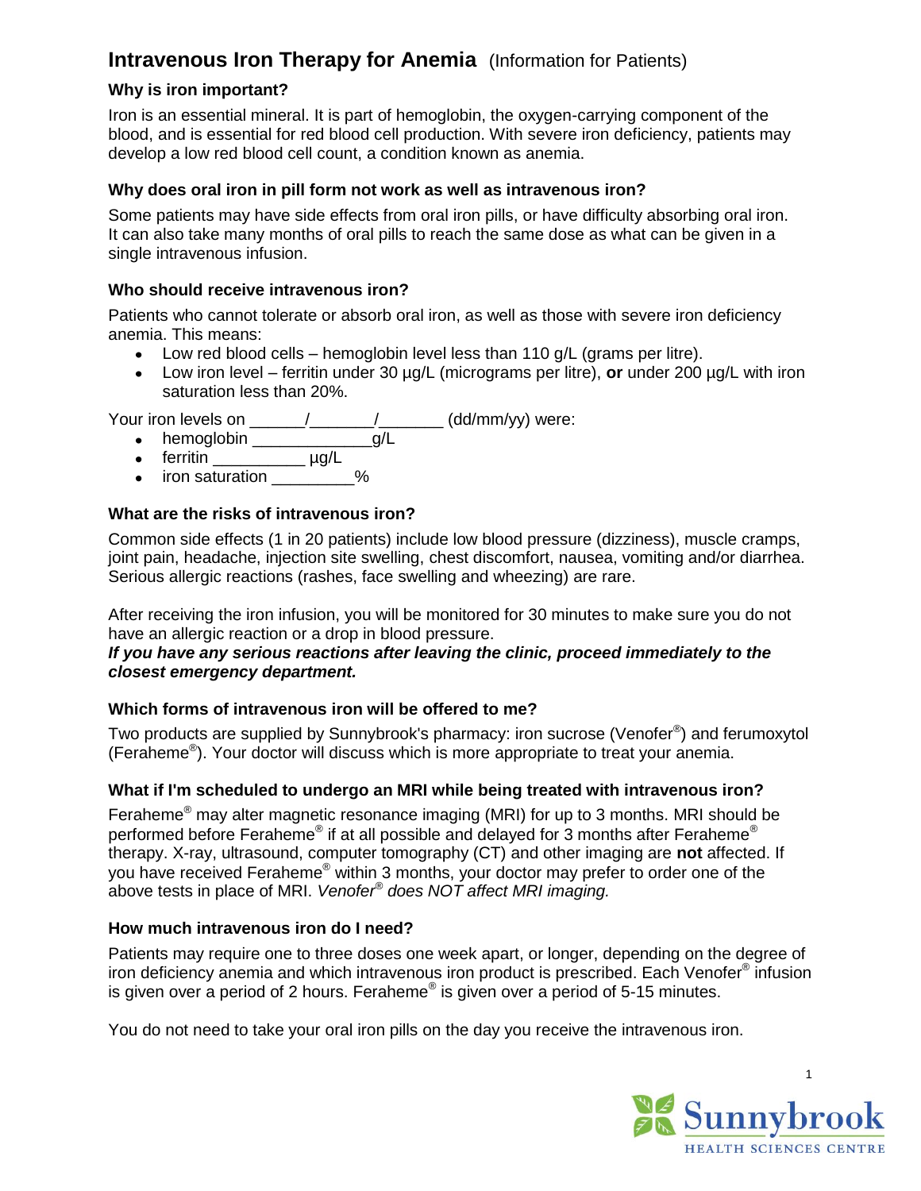# Intravenous Iron Therapy for Anemia (Information for Patients)

### Why is iron important?

Iron is an essential mineral. It is part of hemoglobin, the oxygen-carrying component of the blood, and is essential for red blood cell production. With severe iron deficiency, patients may develop a low red blood cell count, a condition known as anemia.

### Why does oral iron in pill form not work as well as intravenous iron?

Some patients may have side effects from oral iron pills, or have difficulty absorbing oral iron. It can also take many months of oral pills to reach the same dose as what can be given in a single intravenous infusion.

### Who should receive intravenous iron?

Patients who cannot tolerate or absorb oral iron, as well as those with severe iron deficiency anemia. This means:

- Low red blood cells – hemoglobin level less than 110 g/L (grams per litre).
- Low iron level – ferritin under 30 µg/L (micrograms per litre), **or** under 200 µg/L with iron saturation less than 20%.

Your iron levels on ______/_______/_______ (dd/mm/yy) were:

- hemoglobin _____________g/L
- ferritin __________ µg/L
- iron saturation _________%

### What are the risks of intravenous iron?

Common side effects (1 in 20 patients) include low blood pressure (dizziness), muscle cramps, joint pain, headache, injection site swelling, chest discomfort, nausea, vomiting and/or diarrhea. Serious allergic reactions (rashes, face swelling and wheezing) are rare.

After receiving the iron infusion, you will be monitored for 30 minutes to make sure you do not have an allergic reaction or a drop in blood pressure.
***If you have any serious reactions after leaving the clinic, proceed immediately to the closest emergency department.***

### Which forms of intravenous iron will be offered to me?

Two products are supplied by Sunnybrook's pharmacy: iron sucrose (Venofer®) and ferumoxytol (Feraheme®). Your doctor will discuss which is more appropriate to treat your anemia.

### What if I'm scheduled to undergo an MRI while being treated with intravenous iron?

Feraheme® may alter magnetic resonance imaging (MRI) for up to 3 months. MRI should be performed before Feraheme® if at all possible and delayed for 3 months after Feraheme® therapy. X-ray, ultrasound, computer tomography (CT) and other imaging are **not** affected. If you have received Feraheme® within 3 months, your doctor may prefer to order one of the above tests in place of MRI. *Venofer® does NOT affect MRI imaging.*

### How much intravenous iron do I need?

Patients may require one to three doses one week apart, or longer, depending on the degree of iron deficiency anemia and which intravenous iron product is prescribed. Each Venofer® infusion is given over a period of 2 hours. Feraheme® is given over a period of 5-15 minutes.

You do not need to take your oral iron pills on the day you receive the intravenous iron.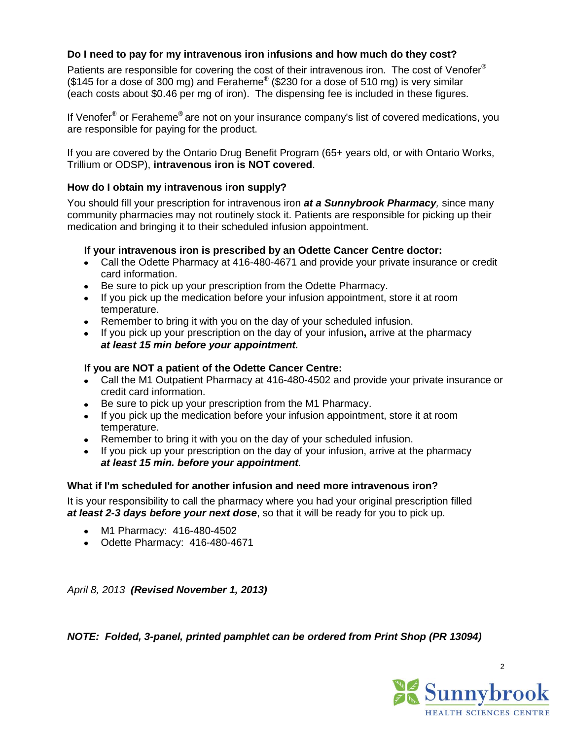### Do I need to pay for my intravenous iron infusions and how much do they cost?

Patients are responsible for covering the cost of their intravenous iron. The cost of Venofer® ($145 for a dose of 300 mg) and Feraheme® ($230 for a dose of 510 mg) is very similar (each costs about $0.46 per mg of iron). The dispensing fee is included in these figures.

If Venofer® or Feraheme® are not on your insurance company's list of covered medications, you are responsible for paying for the product.

If you are covered by the Ontario Drug Benefit Program (65+ years old, or with Ontario Works, Trillium or ODSP), **intravenous iron is NOT covered**.

### How do I obtain my intravenous iron supply?

You should fill your prescription for intravenous iron ***at a Sunnybrook Pharmacy****,* since many community pharmacies may not routinely stock it. Patients are responsible for picking up their medication and bringing it to their scheduled infusion appointment.

**If your intravenous iron is prescribed by an Odette Cancer Centre doctor:**

- Call the Odette Pharmacy at 416-480-4671 and provide your private insurance or credit card information.
- Be sure to pick up your prescription from the Odette Pharmacy.
- If you pick up the medication before your infusion appointment, store it at room temperature.
- Remember to bring it with you on the day of your scheduled infusion.
- If you pick up your prescription on the day of your infusion**,** arrive at the pharmacy ***at least 15 min before your appointment.***

**If you are NOT a patient of the Odette Cancer Centre:**

- Call the M1 Outpatient Pharmacy at 416-480-4502 and provide your private insurance or credit card information.
- Be sure to pick up your prescription from the M1 Pharmacy.
- If you pick up the medication before your infusion appointment, store it at room temperature.
- Remember to bring it with you on the day of your scheduled infusion.
- If you pick up your prescription on the day of your infusion, arrive at the pharmacy ***at least 15 min. before your appointment****.*

### What if I'm scheduled for another infusion and need more intravenous iron?

It is your responsibility to call the pharmacy where you had your original prescription filled ***at least 2-3 days before your next dose***, so that it will be ready for you to pick up.

- M1 Pharmacy: 416-480-4502
- Odette Pharmacy: 416-480-4671

*April 8, 2013* ***(Revised November 1, 2013)***

***NOTE: Folded, 3-panel, printed pamphlet can be ordered from Print Shop (PR 13094)***